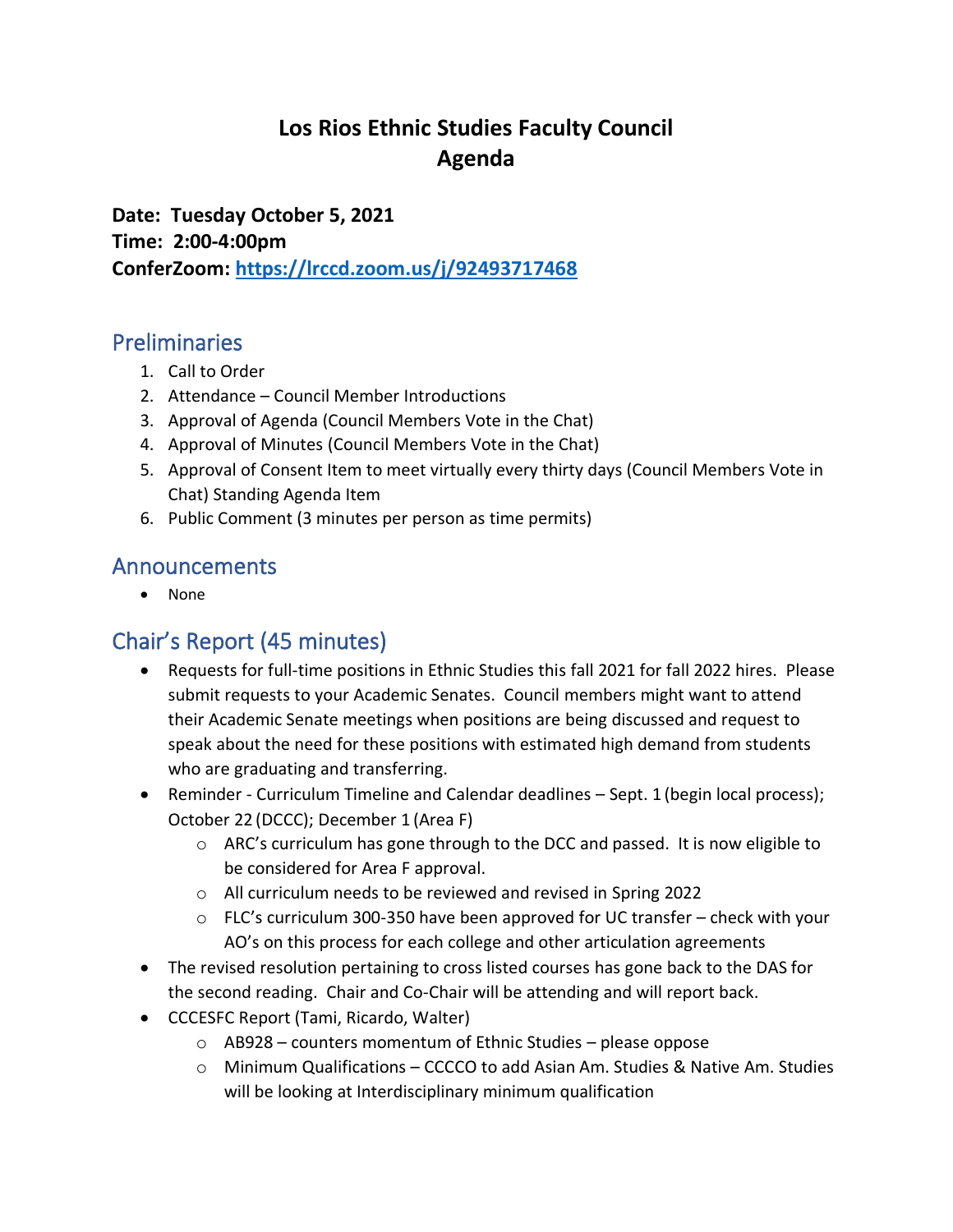# Los Rios Ethnic Studies Faculty Council
# Agenda

**Date: Tuesday October 5, 2021**
**Time: 2:00-4:00pm**
**ConferZoom: [https://lrccd.zoom.us/j/92493717468](https://lrccd.zoom.us/j/92493717468)**

## Preliminaries

1. Call to Order
2. Attendance – Council Member Introductions
3. Approval of Agenda (Council Members Vote in the Chat)
4. Approval of Minutes (Council Members Vote in the Chat)
5. Approval of Consent Item to meet virtually every thirty days (Council Members Vote in Chat) Standing Agenda Item
6. Public Comment (3 minutes per person as time permits)

## Announcements

- None

## Chair's Report (45 minutes)

- Requests for full-time positions in Ethnic Studies this fall 2021 for fall 2022 hires. Please submit requests to your Academic Senates. Council members might want to attend their Academic Senate meetings when positions are being discussed and request to speak about the need for these positions with estimated high demand from students who are graduating and transferring.
- Reminder - Curriculum Timeline and Calendar deadlines – Sept. 1 (begin local process); October 22 (DCCC); December 1 (Area F)
  - ARC's curriculum has gone through to the DCC and passed. It is now eligible to be considered for Area F approval.
  - All curriculum needs to be reviewed and revised in Spring 2022
  - FLC's curriculum 300-350 have been approved for UC transfer – check with your AO's on this process for each college and other articulation agreements
- The revised resolution pertaining to cross listed courses has gone back to the DAS for the second reading. Chair and Co-Chair will be attending and will report back.
- CCCESFC Report (Tami, Ricardo, Walter)
  - AB928 – counters momentum of Ethnic Studies – please oppose
  - Minimum Qualifications – CCCCO to add Asian Am. Studies & Native Am. Studies will be looking at Interdisciplinary minimum qualification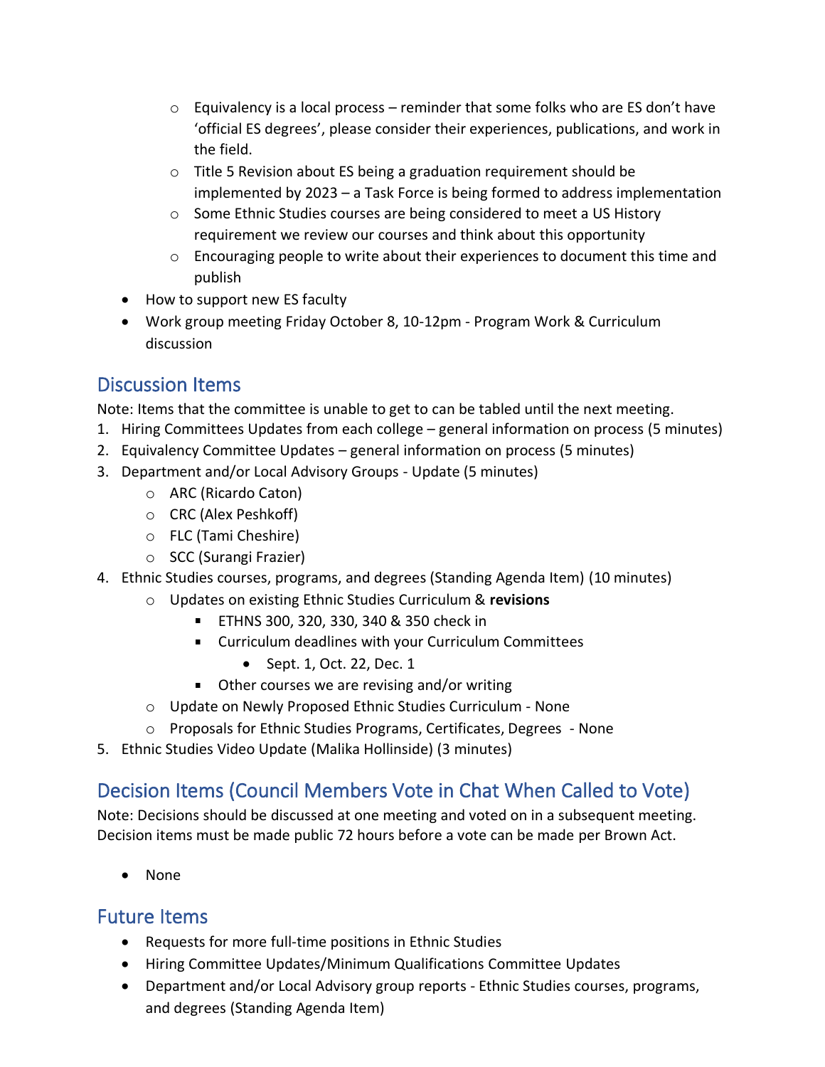- Equivalency is a local process – reminder that some folks who are ES don't have 'official ES degrees', please consider their experiences, publications, and work in the field.
    - Title 5 Revision about ES being a graduation requirement should be implemented by 2023 – a Task Force is being formed to address implementation
    - Some Ethnic Studies courses are being considered to meet a US History requirement we review our courses and think about this opportunity
    - Encouraging people to write about their experiences to document this time and publish
- How to support new ES faculty
- Work group meeting Friday October 8, 10-12pm - Program Work & Curriculum discussion

## Discussion Items

Note: Items that the committee is unable to get to can be tabled until the next meeting.

1. Hiring Committees Updates from each college – general information on process (5 minutes)
2. Equivalency Committee Updates – general information on process (5 minutes)
3. Department and/or Local Advisory Groups - Update (5 minutes)
    - ARC (Ricardo Caton)
    - CRC (Alex Peshkoff)
    - FLC (Tami Cheshire)
    - SCC (Surangi Frazier)
4. Ethnic Studies courses, programs, and degrees (Standing Agenda Item) (10 minutes)
    - Updates on existing Ethnic Studies Curriculum & **revisions**
        - ETHNS 300, 320, 330, 340 & 350 check in
        - Curriculum deadlines with your Curriculum Committees
            - Sept. 1, Oct. 22, Dec. 1
        - Other courses we are revising and/or writing
    - Update on Newly Proposed Ethnic Studies Curriculum - None
    - Proposals for Ethnic Studies Programs, Certificates, Degrees - None
5. Ethnic Studies Video Update (Malika Hollinside) (3 minutes)

## Decision Items (Council Members Vote in Chat When Called to Vote)

Note: Decisions should be discussed at one meeting and voted on in a subsequent meeting. Decision items must be made public 72 hours before a vote can be made per Brown Act.

- None

## Future Items

- Requests for more full-time positions in Ethnic Studies
- Hiring Committee Updates/Minimum Qualifications Committee Updates
- Department and/or Local Advisory group reports - Ethnic Studies courses, programs, and degrees (Standing Agenda Item)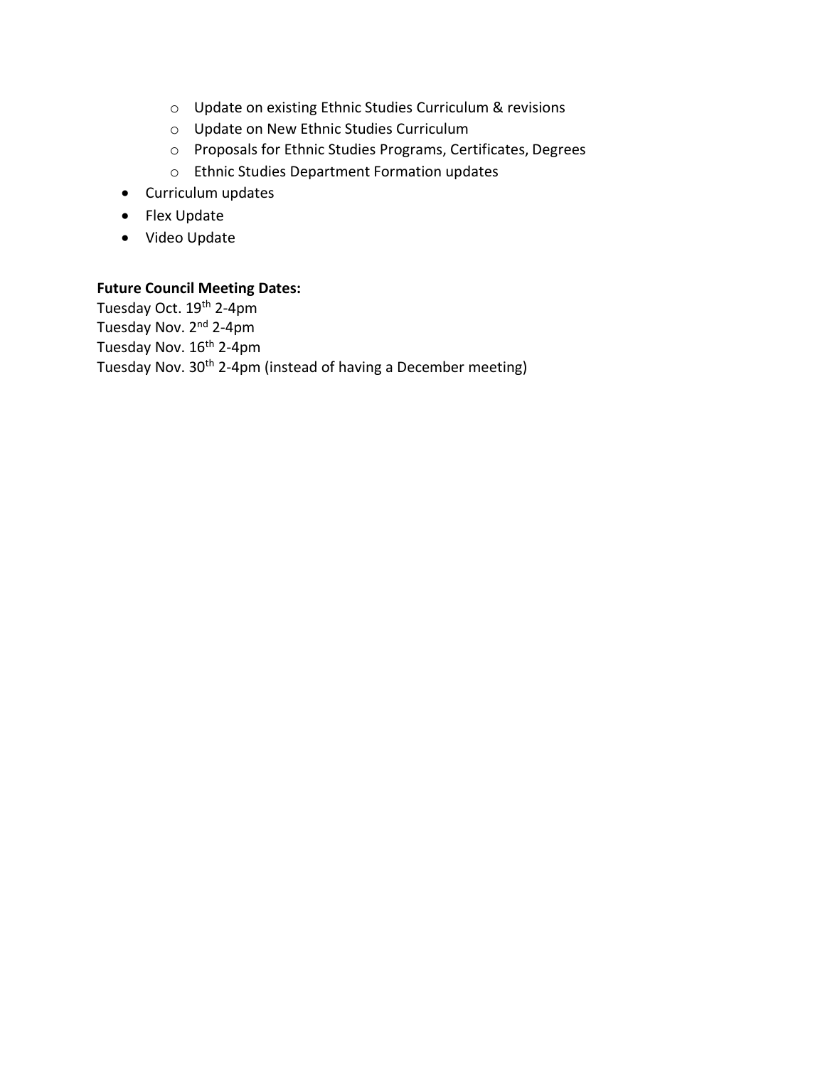- Update on existing Ethnic Studies Curriculum & revisions
    - Update on New Ethnic Studies Curriculum
    - Proposals for Ethnic Studies Programs, Certificates, Degrees
    - Ethnic Studies Department Formation updates
- Curriculum updates
- Flex Update
- Video Update

**Future Council Meeting Dates:**

Tuesday Oct. 19th 2-4pm
Tuesday Nov. 2nd 2-4pm
Tuesday Nov. 16th 2-4pm
Tuesday Nov. 30th 2-4pm (instead of having a December meeting)